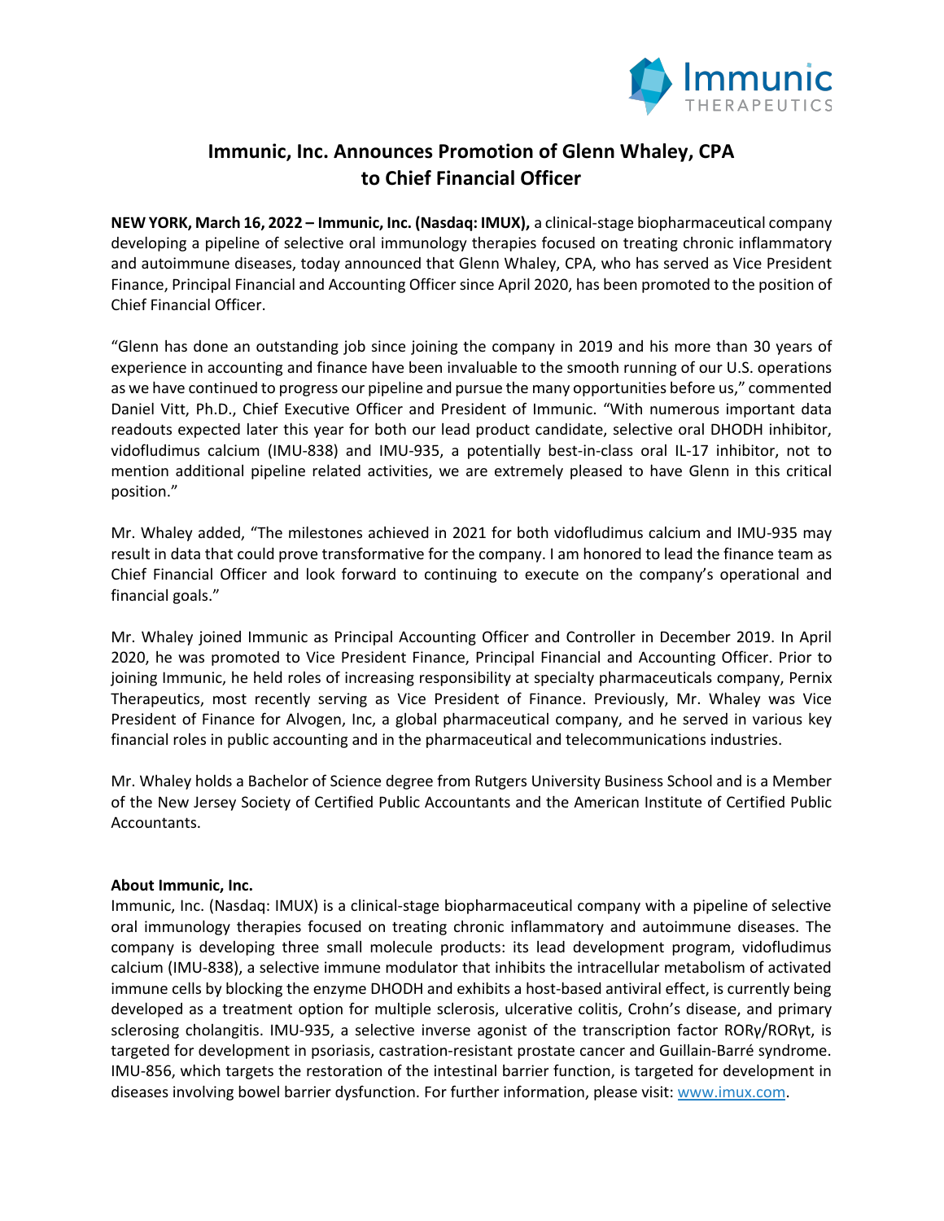# Immunic, Inc. Announces Promotion of Glenn Whaley, CPA to Chief Financial Officer

**NEW YORK, March 16, 2022 – Immunic, Inc. (Nasdaq: IMUX),** a clinical-stage biopharmaceutical company developing a pipeline of selective oral immunology therapies focused on treating chronic inflammatory and autoimmune diseases, today announced that Glenn Whaley, CPA, who has served as Vice President Finance, Principal Financial and Accounting Officer since April 2020, has been promoted to the position of Chief Financial Officer.

"Glenn has done an outstanding job since joining the company in 2019 and his more than 30 years of experience in accounting and finance have been invaluable to the smooth running of our U.S. operations as we have continued to progress our pipeline and pursue the many opportunities before us," commented Daniel Vitt, Ph.D., Chief Executive Officer and President of Immunic. "With numerous important data readouts expected later this year for both our lead product candidate, selective oral DHODH inhibitor, vidofludimus calcium (IMU-838) and IMU-935, a potentially best-in-class oral IL-17 inhibitor, not to mention additional pipeline related activities, we are extremely pleased to have Glenn in this critical position."

Mr. Whaley added, "The milestones achieved in 2021 for both vidofludimus calcium and IMU-935 may result in data that could prove transformative for the company. I am honored to lead the finance team as Chief Financial Officer and look forward to continuing to execute on the company's operational and financial goals."

Mr. Whaley joined Immunic as Principal Accounting Officer and Controller in December 2019. In April 2020, he was promoted to Vice President Finance, Principal Financial and Accounting Officer. Prior to joining Immunic, he held roles of increasing responsibility at specialty pharmaceuticals company, Pernix Therapeutics, most recently serving as Vice President of Finance. Previously, Mr. Whaley was Vice President of Finance for Alvogen, Inc, a global pharmaceutical company, and he served in various key financial roles in public accounting and in the pharmaceutical and telecommunications industries.

Mr. Whaley holds a Bachelor of Science degree from Rutgers University Business School and is a Member of the New Jersey Society of Certified Public Accountants and the American Institute of Certified Public Accountants.

**About Immunic, Inc.**

Immunic, Inc. (Nasdaq: IMUX) is a clinical-stage biopharmaceutical company with a pipeline of selective oral immunology therapies focused on treating chronic inflammatory and autoimmune diseases. The company is developing three small molecule products: its lead development program, vidofludimus calcium (IMU-838), a selective immune modulator that inhibits the intracellular metabolism of activated immune cells by blocking the enzyme DHODH and exhibits a host-based antiviral effect, is currently being developed as a treatment option for multiple sclerosis, ulcerative colitis, Crohn's disease, and primary sclerosing cholangitis. IMU-935, a selective inverse agonist of the transcription factor RORγ/RORγt, is targeted for development in psoriasis, castration-resistant prostate cancer and Guillain-Barré syndrome. IMU-856, which targets the restoration of the intestinal barrier function, is targeted for development in diseases involving bowel barrier dysfunction. For further information, please visit: www.imux.com.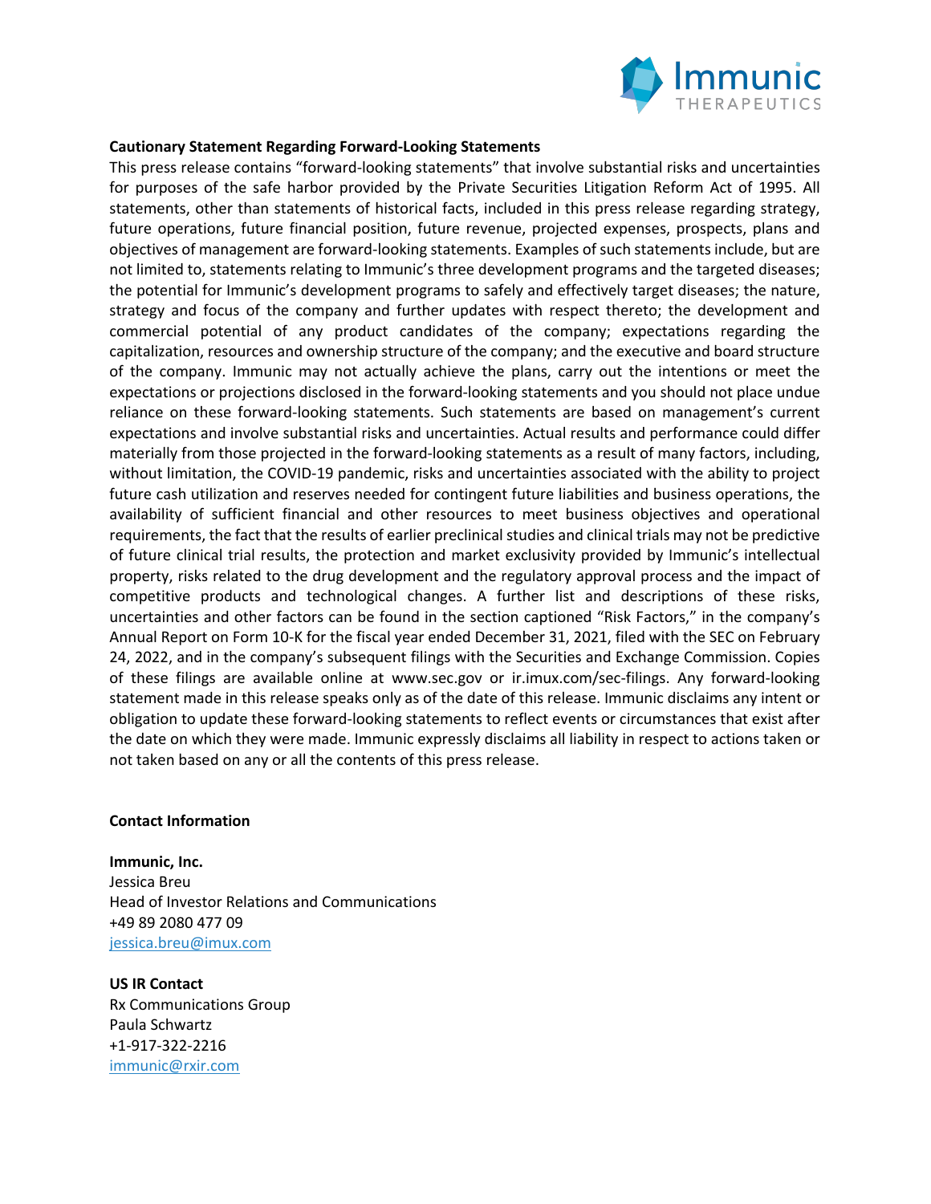**Cautionary Statement Regarding Forward-Looking Statements**

This press release contains "forward-looking statements" that involve substantial risks and uncertainties for purposes of the safe harbor provided by the Private Securities Litigation Reform Act of 1995. All statements, other than statements of historical facts, included in this press release regarding strategy, future operations, future financial position, future revenue, projected expenses, prospects, plans and objectives of management are forward-looking statements. Examples of such statements include, but are not limited to, statements relating to Immunic's three development programs and the targeted diseases; the potential for Immunic's development programs to safely and effectively target diseases; the nature, strategy and focus of the company and further updates with respect thereto; the development and commercial potential of any product candidates of the company; expectations regarding the capitalization, resources and ownership structure of the company; and the executive and board structure of the company. Immunic may not actually achieve the plans, carry out the intentions or meet the expectations or projections disclosed in the forward-looking statements and you should not place undue reliance on these forward-looking statements. Such statements are based on management's current expectations and involve substantial risks and uncertainties. Actual results and performance could differ materially from those projected in the forward-looking statements as a result of many factors, including, without limitation, the COVID-19 pandemic, risks and uncertainties associated with the ability to project future cash utilization and reserves needed for contingent future liabilities and business operations, the availability of sufficient financial and other resources to meet business objectives and operational requirements, the fact that the results of earlier preclinical studies and clinical trials may not be predictive of future clinical trial results, the protection and market exclusivity provided by Immunic's intellectual property, risks related to the drug development and the regulatory approval process and the impact of competitive products and technological changes. A further list and descriptions of these risks, uncertainties and other factors can be found in the section captioned "Risk Factors," in the company's Annual Report on Form 10-K for the fiscal year ended December 31, 2021, filed with the SEC on February 24, 2022, and in the company's subsequent filings with the Securities and Exchange Commission. Copies of these filings are available online at www.sec.gov or ir.imux.com/sec-filings. Any forward-looking statement made in this release speaks only as of the date of this release. Immunic disclaims any intent or obligation to update these forward-looking statements to reflect events or circumstances that exist after the date on which they were made. Immunic expressly disclaims all liability in respect to actions taken or not taken based on any or all the contents of this press release.

**Contact Information**

**Immunic, Inc.**
Jessica Breu
Head of Investor Relations and Communications
+49 89 2080 477 09
jessica.breu@imux.com

**US IR Contact**
Rx Communications Group
Paula Schwartz
+1-917-322-2216
immunic@rxir.com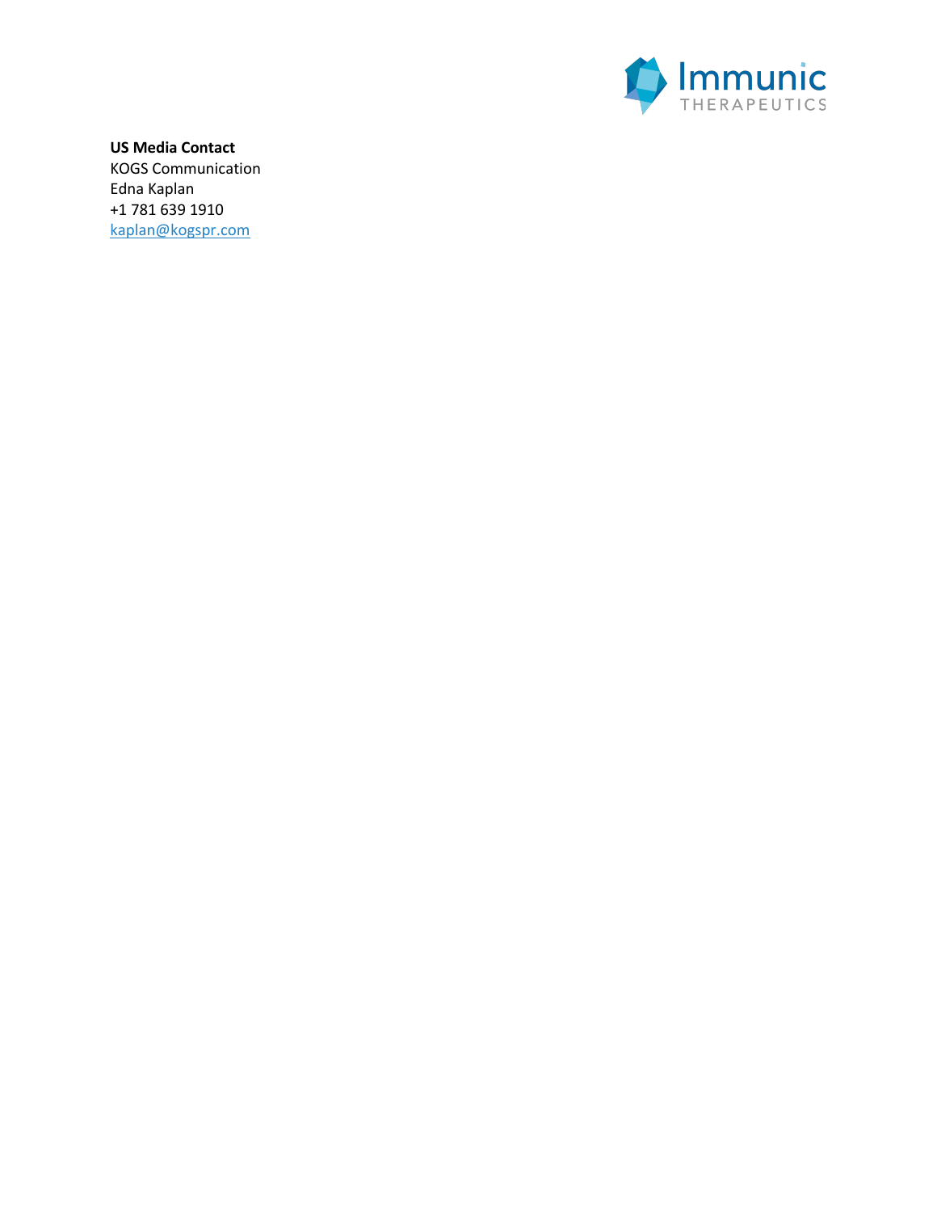**US Media Contact**
KOGS Communication
Edna Kaplan
+1 781 639 1910
kaplan@kogspr.com